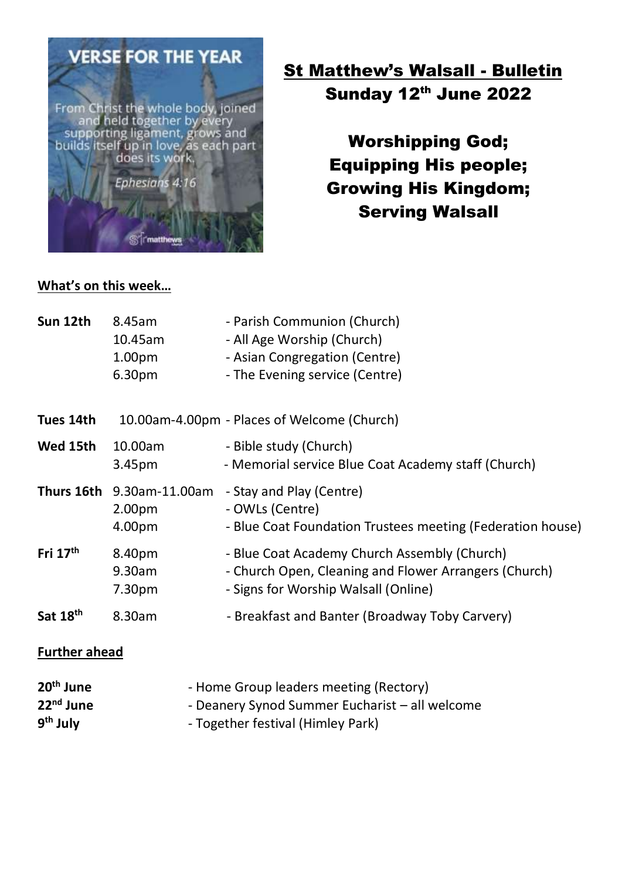VERSE FOR THE YEAR

From Christ the whole body, joined and held together by every supporting ligament, grows and builds itself up in love, as each part does its work.

*Ephesians 4:16*

# St Matthew's Walsall - Bulletin

## Sunday 12th June 2022

**Worshipping God;**
**Equipping His people;**
**Growing His Kingdom;**
**Serving Walsall**

### What's on this week…

| | | |
|---|---|---|
| **Sun 12th** | 8.45am | - Parish Communion (Church) |
| | 10.45am | - All Age Worship (Church) |
| | 1.00pm | - Asian Congregation (Centre) |
| | 6.30pm | - The Evening service (Centre) |
| **Tues 14th** | 10.00am-4.00pm | - Places of Welcome (Church) |
| **Wed 15th** | 10.00am | - Bible study (Church) |
| | 3.45pm | - Memorial service Blue Coat Academy staff (Church) |
| **Thurs 16th** | 9.30am-11.00am | - Stay and Play (Centre) |
| | 2.00pm | - OWLs (Centre) |
| | 4.00pm | - Blue Coat Foundation Trustees meeting (Federation house) |
| **Fri 17th** | 8.40pm | - Blue Coat Academy Church Assembly (Church) |
| | 9.30am | - Church Open, Cleaning and Flower Arrangers (Church) |
| | 7.30pm | - Signs for Worship Walsall (Online) |
| **Sat 18th** | 8.30am | - Breakfast and Banter (Broadway Toby Carvery) |

### Further ahead

| | |
|---|---|
| **20th June** | - Home Group leaders meeting (Rectory) |
| **22nd June** | - Deanery Synod Summer Eucharist – all welcome |
| **9th July** | - Together festival (Himley Park) |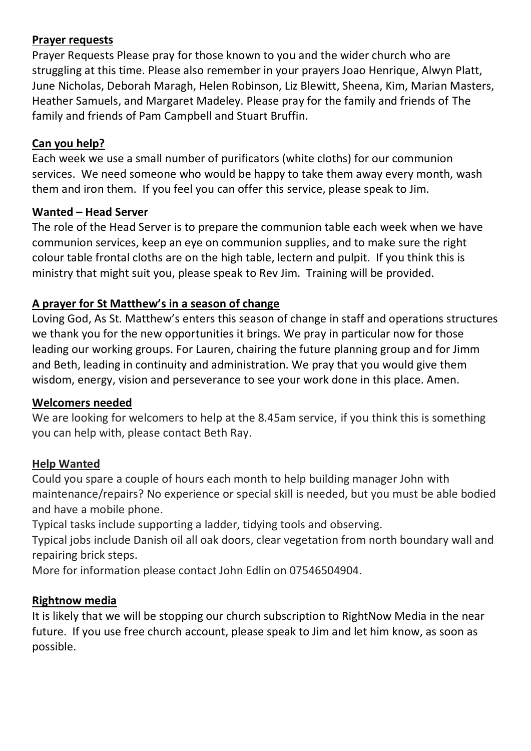**Prayer requests**

Prayer Requests Please pray for those known to you and the wider church who are struggling at this time. Please also remember in your prayers Joao Henrique, Alwyn Platt, June Nicholas, Deborah Maragh, Helen Robinson, Liz Blewitt, Sheena, Kim, Marian Masters, Heather Samuels, and Margaret Madeley. Please pray for the family and friends of The family and friends of Pam Campbell and Stuart Bruffin.

**Can you help?**

Each week we use a small number of purificators (white cloths) for our communion services. We need someone who would be happy to take them away every month, wash them and iron them. If you feel you can offer this service, please speak to Jim.

**Wanted – Head Server**

The role of the Head Server is to prepare the communion table each week when we have communion services, keep an eye on communion supplies, and to make sure the right colour table frontal cloths are on the high table, lectern and pulpit. If you think this is ministry that might suit you, please speak to Rev Jim. Training will be provided.

**A prayer for St Matthew's in a season of change**

Loving God, As St. Matthew's enters this season of change in staff and operations structures we thank you for the new opportunities it brings. We pray in particular now for those leading our working groups. For Lauren, chairing the future planning group and for Jimm and Beth, leading in continuity and administration. We pray that you would give them wisdom, energy, vision and perseverance to see your work done in this place. Amen.

**Welcomers needed**

We are looking for welcomers to help at the 8.45am service, if you think this is something you can help with, please contact Beth Ray.

**Help Wanted**

Could you spare a couple of hours each month to help building manager John with maintenance/repairs? No experience or special skill is needed, but you must be able bodied and have a mobile phone.

Typical tasks include supporting a ladder, tidying tools and observing.

Typical jobs include Danish oil all oak doors, clear vegetation from north boundary wall and repairing brick steps.

More for information please contact John Edlin on 07546504904.

**Rightnow media**

It is likely that we will be stopping our church subscription to RightNow Media in the near future. If you use free church account, please speak to Jim and let him know, as soon as possible.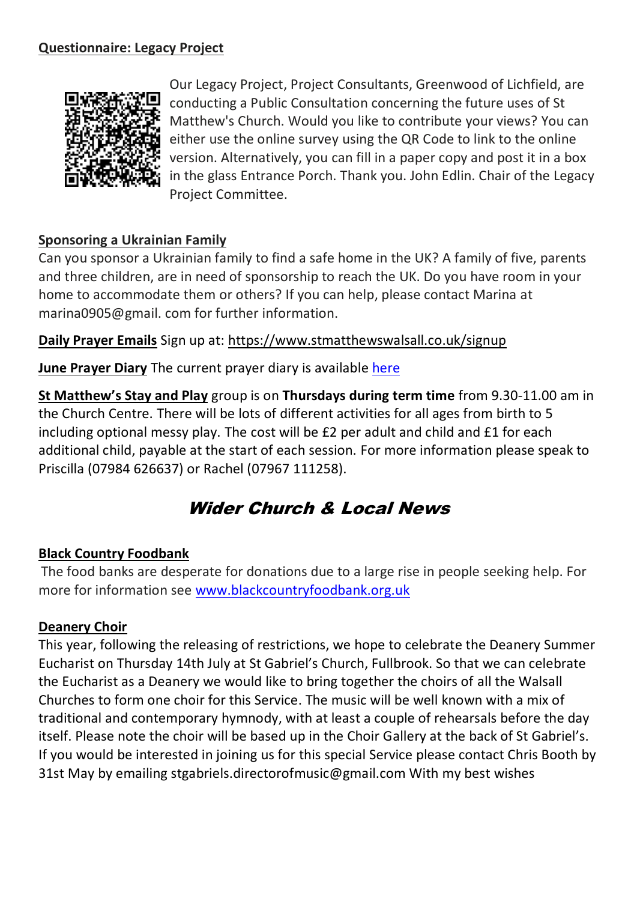**Questionnaire: Legacy Project**

Our Legacy Project, Project Consultants, Greenwood of Lichfield, are conducting a Public Consultation concerning the future uses of St Matthew's Church. Would you like to contribute your views? You can either use the online survey using the QR Code to link to the online version. Alternatively, you can fill in a paper copy and post it in a box in the glass Entrance Porch. Thank you. John Edlin. Chair of the Legacy Project Committee.

**Sponsoring a Ukrainian Family**

Can you sponsor a Ukrainian family to find a safe home in the UK? A family of five, parents and three children, are in need of sponsorship to reach the UK. Do you have room in your home to accommodate them or others? If you can help, please contact Marina at marina0905@gmail. com for further information.

**Daily Prayer Emails** Sign up at: https://www.stmatthewswalsall.co.uk/signup

**June Prayer Diary** The current prayer diary is available here

**St Matthew's Stay and Play** group is on **Thursdays during term time** from 9.30-11.00 am in the Church Centre. There will be lots of different activities for all ages from birth to 5 including optional messy play. The cost will be £2 per adult and child and £1 for each additional child, payable at the start of each session. For more information please speak to Priscilla (07984 626637) or Rachel (07967 111258).

## *Wider Church & Local News*

**Black Country Foodbank**

The food banks are desperate for donations due to a large rise in people seeking help. For more for information see www.blackcountryfoodbank.org.uk

**Deanery Choir**

This year, following the releasing of restrictions, we hope to celebrate the Deanery Summer Eucharist on Thursday 14th July at St Gabriel's Church, Fullbrook. So that we can celebrate the Eucharist as a Deanery we would like to bring together the choirs of all the Walsall Churches to form one choir for this Service. The music will be well known with a mix of traditional and contemporary hymnody, with at least a couple of rehearsals before the day itself. Please note the choir will be based up in the Choir Gallery at the back of St Gabriel's. If you would be interested in joining us for this special Service please contact Chris Booth by 31st May by emailing stgabriels.directorofmusic@gmail.com With my best wishes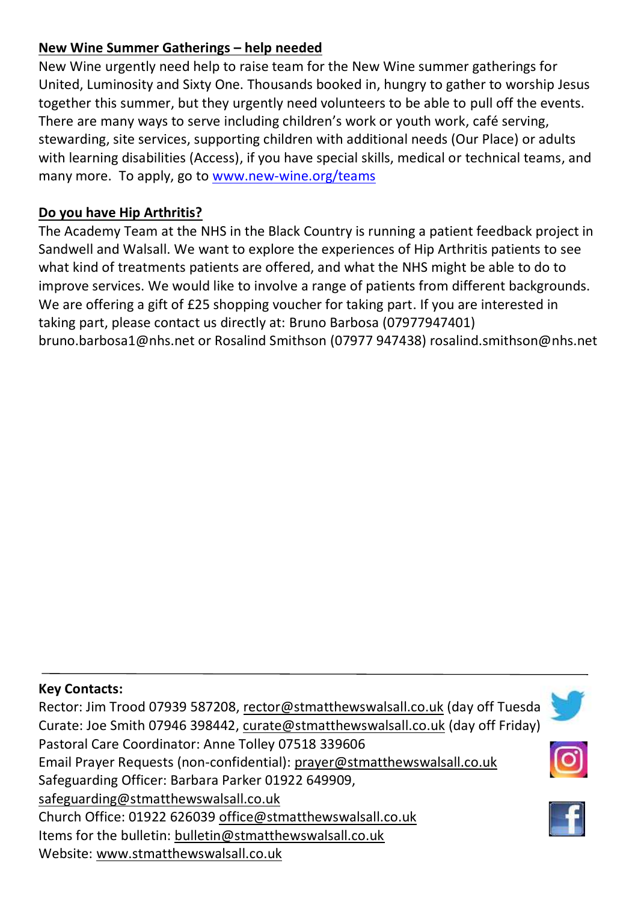**New Wine Summer Gatherings – help needed**

New Wine urgently need help to raise team for the New Wine summer gatherings for United, Luminosity and Sixty One. Thousands booked in, hungry to gather to worship Jesus together this summer, but they urgently need volunteers to be able to pull off the events. There are many ways to serve including children's work or youth work, café serving, stewarding, site services, supporting children with additional needs (Our Place) or adults with learning disabilities (Access), if you have special skills, medical or technical teams, and many more. To apply, go to www.new-wine.org/teams

**Do you have Hip Arthritis?**

The Academy Team at the NHS in the Black Country is running a patient feedback project in Sandwell and Walsall. We want to explore the experiences of Hip Arthritis patients to see what kind of treatments patients are offered, and what the NHS might be able to do to improve services. We would like to involve a range of patients from different backgrounds. We are offering a gift of £25 shopping voucher for taking part. If you are interested in taking part, please contact us directly at: Bruno Barbosa (07977947401) bruno.barbosa1@nhs.net or Rosalind Smithson (07977 947438) rosalind.smithson@nhs.net

---

**Key Contacts:**

Rector: Jim Trood 07939 587208, rector@stmatthewswalsall.co.uk (day off Tuesda
Curate: Joe Smith 07946 398442, curate@stmatthewswalsall.co.uk (day off Friday)
Pastoral Care Coordinator: Anne Tolley 07518 339606
Email Prayer Requests (non-confidential): prayer@stmatthewswalsall.co.uk
Safeguarding Officer: Barbara Parker 01922 649909,
safeguarding@stmatthewswalsall.co.uk
Church Office: 01922 626039 office@stmatthewswalsall.co.uk
Items for the bulletin: bulletin@stmatthewswalsall.co.uk
Website: www.stmatthewswalsall.co.uk